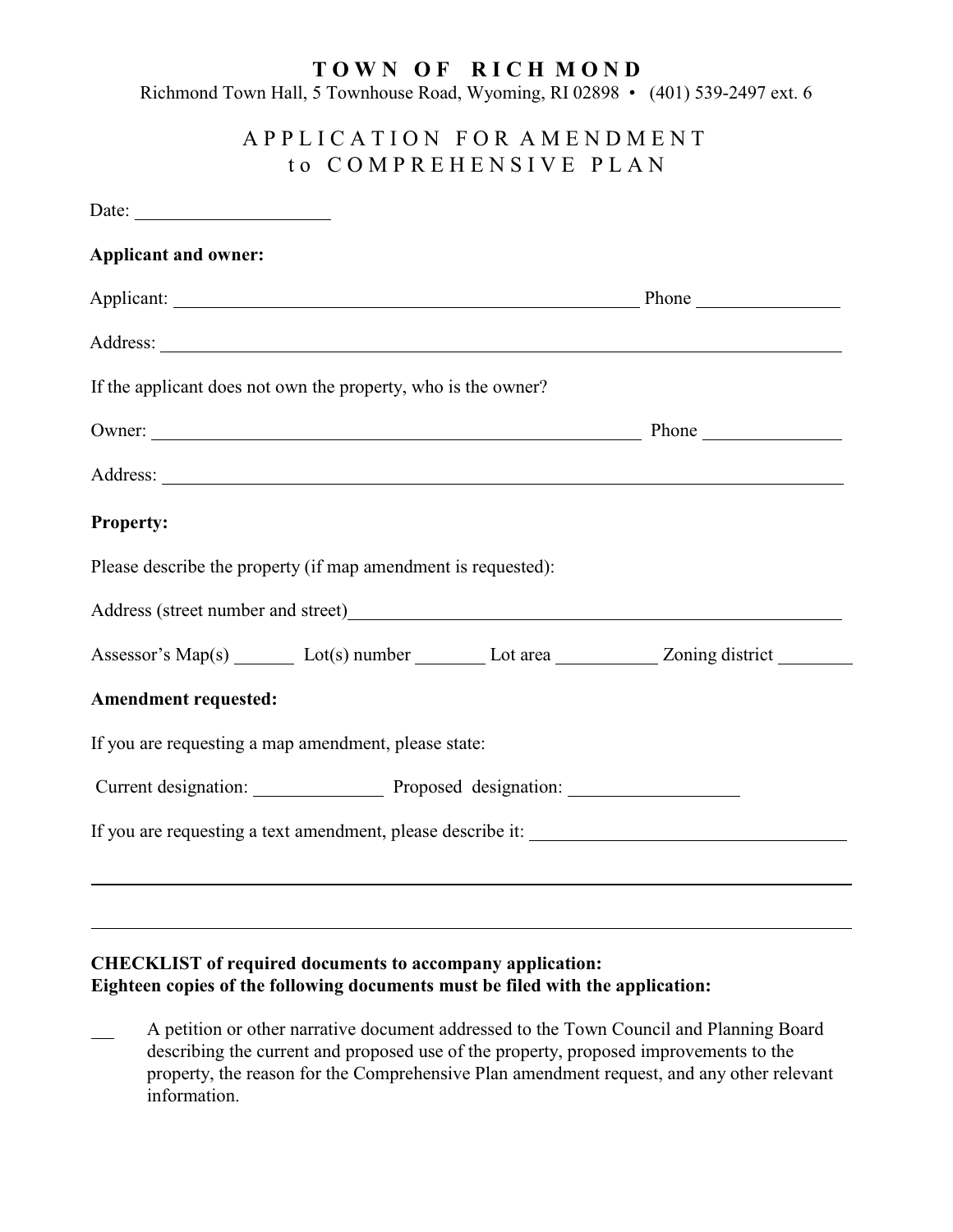# TOWN OF RICHMOND

Richmond Town Hall, 5 Townhouse Road, Wyoming, RI 02898 • (401) 539-2497 ext. 6

## APPLICATION FOR AMENDMENT to COMPREHENSIVE PLAN

Date: ____________________

**Applicant and owner:**

Applicant: ______________________________________________ Phone ______________

Address: ________________________________________________________________________

If the applicant does not own the property, who is the owner?

Owner: ________________________________________________ Phone ______________

Address: ________________________________________________________________________

**Property:**

Please describe the property (if map amendment is requested):

Address (street number and street)____________________________________________________

Assessor's Map(s) ______ Lot(s) number _______ Lot area __________ Zoning district ________

**Amendment requested:**

If you are requesting a map amendment, please state:

Current designation: _____________ Proposed designation: ________________

If you are requesting a text amendment, please describe it: ______________________________

________________________________________________________________________________

________________________________________________________________________________

**CHECKLIST of required documents to accompany application:**
**Eighteen copies of the following documents must be filed with the application:**

___ A petition or other narrative document addressed to the Town Council and Planning Board describing the current and proposed use of the property, proposed improvements to the property, the reason for the Comprehensive Plan amendment request, and any other relevant information.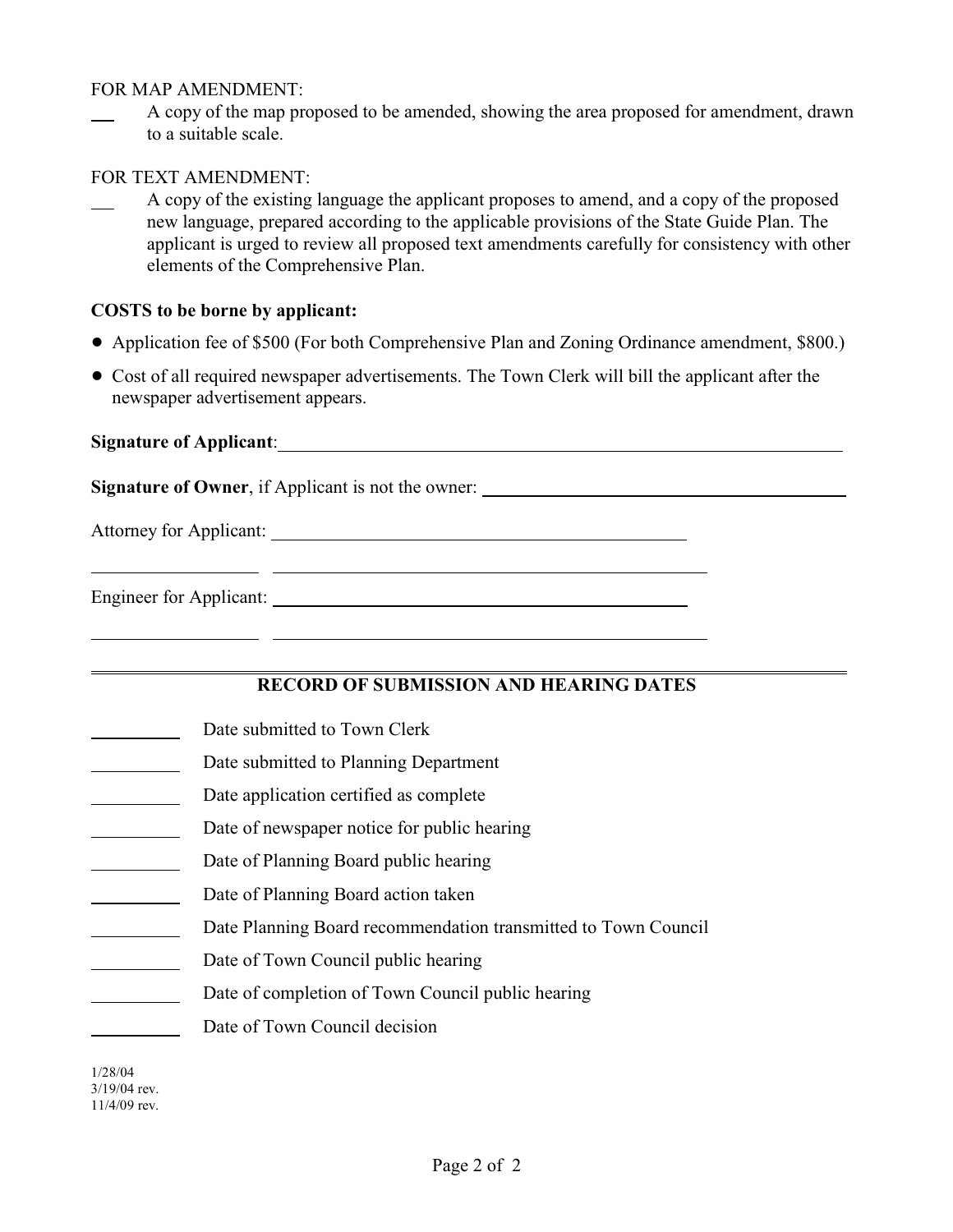FOR MAP AMENDMENT:

___ A copy of the map proposed to be amended, showing the area proposed for amendment, drawn to a suitable scale.

FOR TEXT AMENDMENT:

___ A copy of the existing language the applicant proposes to amend, and a copy of the proposed new language, prepared according to the applicable provisions of the State Guide Plan. The applicant is urged to review all proposed text amendments carefully for consistency with other elements of the Comprehensive Plan.

**COSTS to be borne by applicant:**

- Application fee of $500 (For both Comprehensive Plan and Zoning Ordinance amendment, $800.)
- Cost of all required newspaper advertisements. The Town Clerk will bill the applicant after the newspaper advertisement appears.

**Signature of Applicant**: ______________________________________________

**Signature of Owner**, if Applicant is not the owner: ______________________________

Attorney for Applicant: ____________________________________

____________ ____________________________________

Engineer for Applicant: ____________________________________

____________ ____________________________________

## RECORD OF SUBMISSION AND HEARING DATES

________ Date submitted to Town Clerk

________ Date submitted to Planning Department

________ Date application certified as complete

________ Date of newspaper notice for public hearing

________ Date of Planning Board public hearing

________ Date of Planning Board action taken

________ Date Planning Board recommendation transmitted to Town Council

________ Date of Town Council public hearing

________ Date of completion of Town Council public hearing

________ Date of Town Council decision

1/28/04
3/19/04 rev.
11/4/09 rev.